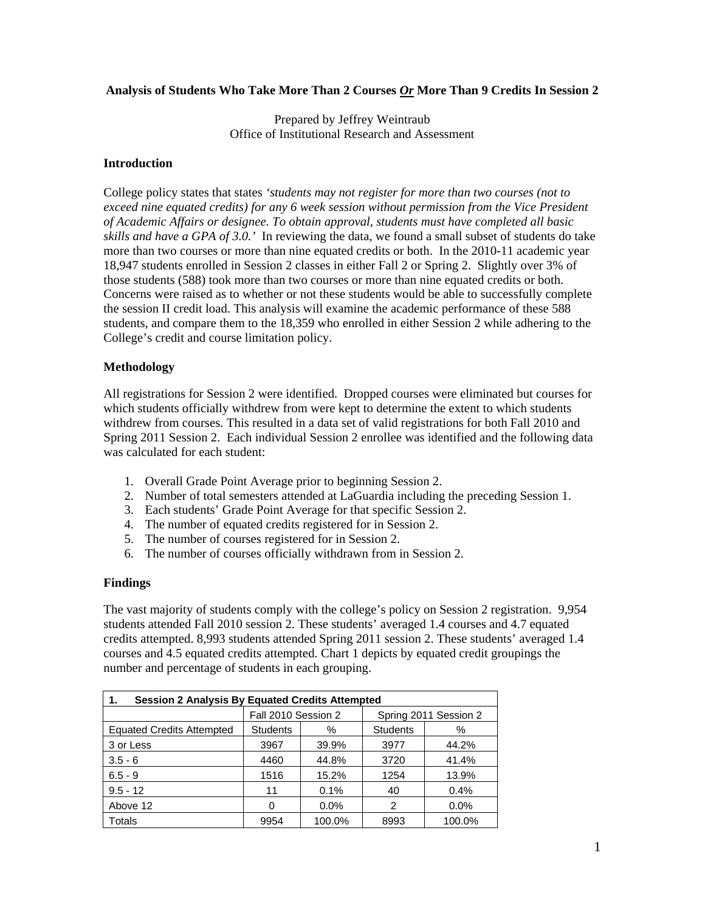**Analysis of Students Who Take More Than 2 Courses *Or* More Than 9 Credits In Session 2**

Prepared by Jeffrey Weintraub
Office of Institutional Research and Assessment

### Introduction

College policy states that states *'students may not register for more than two courses (not to exceed nine equated credits) for any 6 week session without permission from the Vice President of Academic Affairs or designee. To obtain approval, students must have completed all basic skills and have a GPA of 3.0.'* In reviewing the data, we found a small subset of students do take more than two courses or more than nine equated credits or both. In the 2010-11 academic year 18,947 students enrolled in Session 2 classes in either Fall 2 or Spring 2. Slightly over 3% of those students (588) took more than two courses or more than nine equated credits or both. Concerns were raised as to whether or not these students would be able to successfully complete the session II credit load. This analysis will examine the academic performance of these 588 students, and compare them to the 18,359 who enrolled in either Session 2 while adhering to the College's credit and course limitation policy.

### Methodology

All registrations for Session 2 were identified. Dropped courses were eliminated but courses for which students officially withdrew from were kept to determine the extent to which students withdrew from courses. This resulted in a data set of valid registrations for both Fall 2010 and Spring 2011 Session 2. Each individual Session 2 enrollee was identified and the following data was calculated for each student:

1. Overall Grade Point Average prior to beginning Session 2.
2. Number of total semesters attended at LaGuardia including the preceding Session 1.
3. Each students' Grade Point Average for that specific Session 2.
4. The number of equated credits registered for in Session 2.
5. The number of courses registered for in Session 2.
6. The number of courses officially withdrawn from in Session 2.

### Findings

The vast majority of students comply with the college's policy on Session 2 registration. 9,954 students attended Fall 2010 session 2. These students' averaged 1.4 courses and 4.7 equated credits attempted. 8,993 students attended Spring 2011 session 2. These students' averaged 1.4 courses and 4.5 equated credits attempted. Chart 1 depicts by equated credit groupings the number and percentage of students in each grouping.

| **1. Session 2 Analysis By Equated Credits Attempted** | | | | |
|---|---|---|---|---|
| | Fall 2010 Session 2 | | Spring 2011 Session 2 | |
| Equated Credits Attempted | Students | % | Students | % |
| 3 or Less | 3967 | 39.9% | 3977 | 44.2% |
| 3.5 - 6 | 4460 | 44.8% | 3720 | 41.4% |
| 6.5 - 9 | 1516 | 15.2% | 1254 | 13.9% |
| 9.5 - 12 | 11 | 0.1% | 40 | 0.4% |
| Above 12 | 0 | 0.0% | 2 | 0.0% |
| Totals | 9954 | 100.0% | 8993 | 100.0% |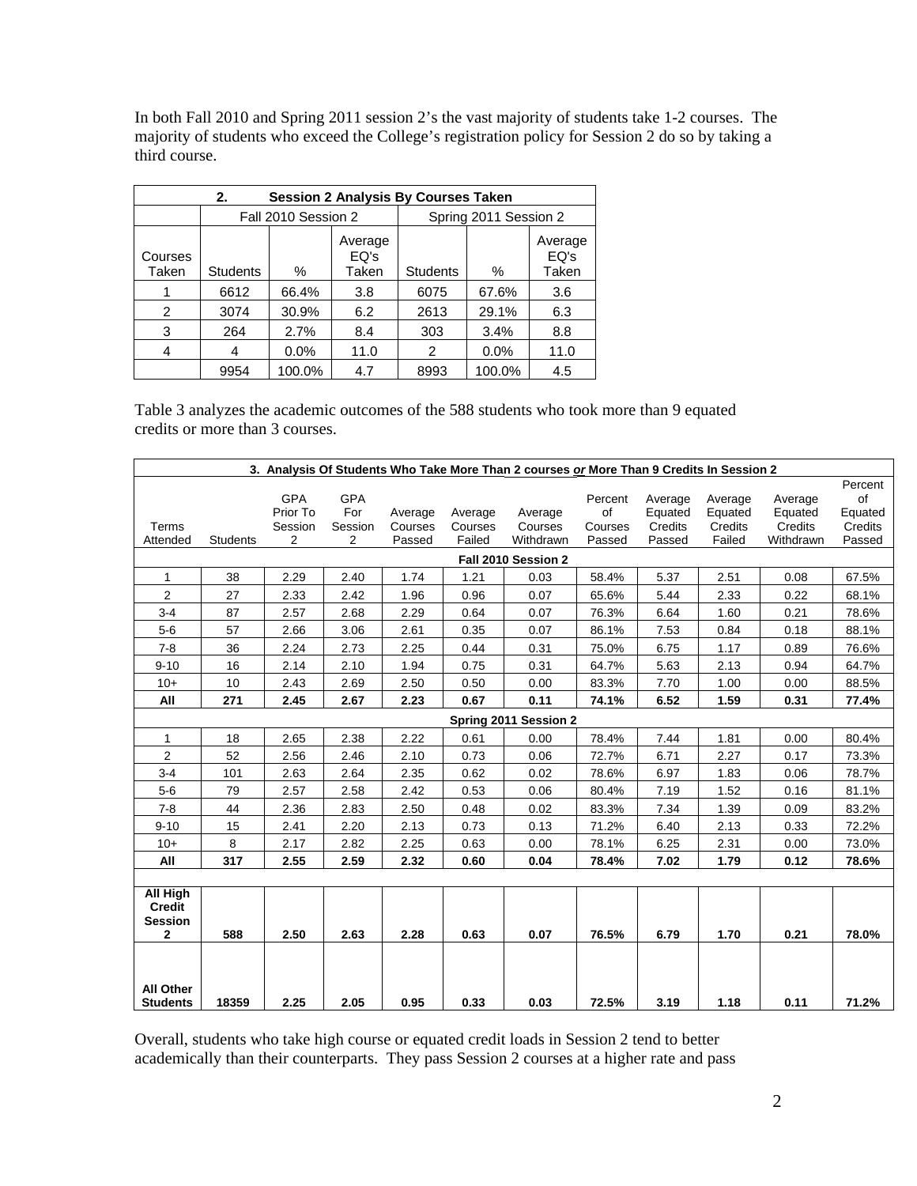In both Fall 2010 and Spring 2011 session 2's the vast majority of students take 1-2 courses. The majority of students who exceed the College's registration policy for Session 2 do so by taking a third course.

| 2. Session 2 Analysis By Courses Taken | | | | | | |
|---|---|---|---|---|---|---|
| | Fall 2010 Session 2 | | | Spring 2011 Session 2 | | |
| Courses Taken | Students | % | Average EQ's Taken | Students | % | Average EQ's Taken |
| 1 | 6612 | 66.4% | 3.8 | 6075 | 67.6% | 3.6 |
| 2 | 3074 | 30.9% | 6.2 | 2613 | 29.1% | 6.3 |
| 3 | 264 | 2.7% | 8.4 | 303 | 3.4% | 8.8 |
| 4 | 4 | 0.0% | 11.0 | 2 | 0.0% | 11.0 |
| | 9954 | 100.0% | 4.7 | 8993 | 100.0% | 4.5 |

Table 3 analyzes the academic outcomes of the 588 students who took more than 9 equated credits or more than 3 courses.

| 3. Analysis Of Students Who Take More Than 2 courses *or* More Than 9 Credits In Session 2 | | | | | | | | | | | |
|---|---|---|---|---|---|---|---|---|---|---|---|
| Terms Attended | Students | GPA Prior To Session 2 | GPA For Session 2 | Average Courses Passed | Average Courses Failed | Average Courses Withdrawn | Percent of Courses Passed | Average Equated Credits Passed | Average Equated Credits Failed | Average Equated Credits Withdrawn | Percent of Equated Credits Passed |
| **Fall 2010 Session 2** | | | | | | | | | | | |
| 1 | 38 | 2.29 | 2.40 | 1.74 | 1.21 | 0.03 | 58.4% | 5.37 | 2.51 | 0.08 | 67.5% |
| 2 | 27 | 2.33 | 2.42 | 1.96 | 0.96 | 0.07 | 65.6% | 5.44 | 2.33 | 0.22 | 68.1% |
| 3-4 | 87 | 2.57 | 2.68 | 2.29 | 0.64 | 0.07 | 76.3% | 6.64 | 1.60 | 0.21 | 78.6% |
| 5-6 | 57 | 2.66 | 3.06 | 2.61 | 0.35 | 0.07 | 86.1% | 7.53 | 0.84 | 0.18 | 88.1% |
| 7-8 | 36 | 2.24 | 2.73 | 2.25 | 0.44 | 0.31 | 75.0% | 6.75 | 1.17 | 0.89 | 76.6% |
| 9-10 | 16 | 2.14 | 2.10 | 1.94 | 0.75 | 0.31 | 64.7% | 5.63 | 2.13 | 0.94 | 64.7% |
| 10+ | 10 | 2.43 | 2.69 | 2.50 | 0.50 | 0.00 | 83.3% | 7.70 | 1.00 | 0.00 | 88.5% |
| **All** | **271** | **2.45** | **2.67** | **2.23** | **0.67** | **0.11** | **74.1%** | **6.52** | **1.59** | **0.31** | **77.4%** |
| **Spring 2011 Session 2** | | | | | | | | | | | |
| 1 | 18 | 2.65 | 2.38 | 2.22 | 0.61 | 0.00 | 78.4% | 7.44 | 1.81 | 0.00 | 80.4% |
| 2 | 52 | 2.56 | 2.46 | 2.10 | 0.73 | 0.06 | 72.7% | 6.71 | 2.27 | 0.17 | 73.3% |
| 3-4 | 101 | 2.63 | 2.64 | 2.35 | 0.62 | 0.02 | 78.6% | 6.97 | 1.83 | 0.06 | 78.7% |
| 5-6 | 79 | 2.57 | 2.58 | 2.42 | 0.53 | 0.06 | 80.4% | 7.19 | 1.52 | 0.16 | 81.1% |
| 7-8 | 44 | 2.36 | 2.83 | 2.50 | 0.48 | 0.02 | 83.3% | 7.34 | 1.39 | 0.09 | 83.2% |
| 9-10 | 15 | 2.41 | 2.20 | 2.13 | 0.73 | 0.13 | 71.2% | 6.40 | 2.13 | 0.33 | 72.2% |
| 10+ | 8 | 2.17 | 2.82 | 2.25 | 0.63 | 0.00 | 78.1% | 6.25 | 2.31 | 0.00 | 73.0% |
| **All** | **317** | **2.55** | **2.59** | **2.32** | **0.60** | **0.04** | **78.4%** | **7.02** | **1.79** | **0.12** | **78.6%** |
| | | | | | | | | | | | |
| **All High Credit Session 2** | **588** | **2.50** | **2.63** | **2.28** | **0.63** | **0.07** | **76.5%** | **6.79** | **1.70** | **0.21** | **78.0%** |
| **All Other Students** | **18359** | **2.25** | **2.05** | **0.95** | **0.33** | **0.03** | **72.5%** | **3.19** | **1.18** | **0.11** | **71.2%** |

Overall, students who take high course or equated credit loads in Session 2 tend to better academically than their counterparts. They pass Session 2 courses at a higher rate and pass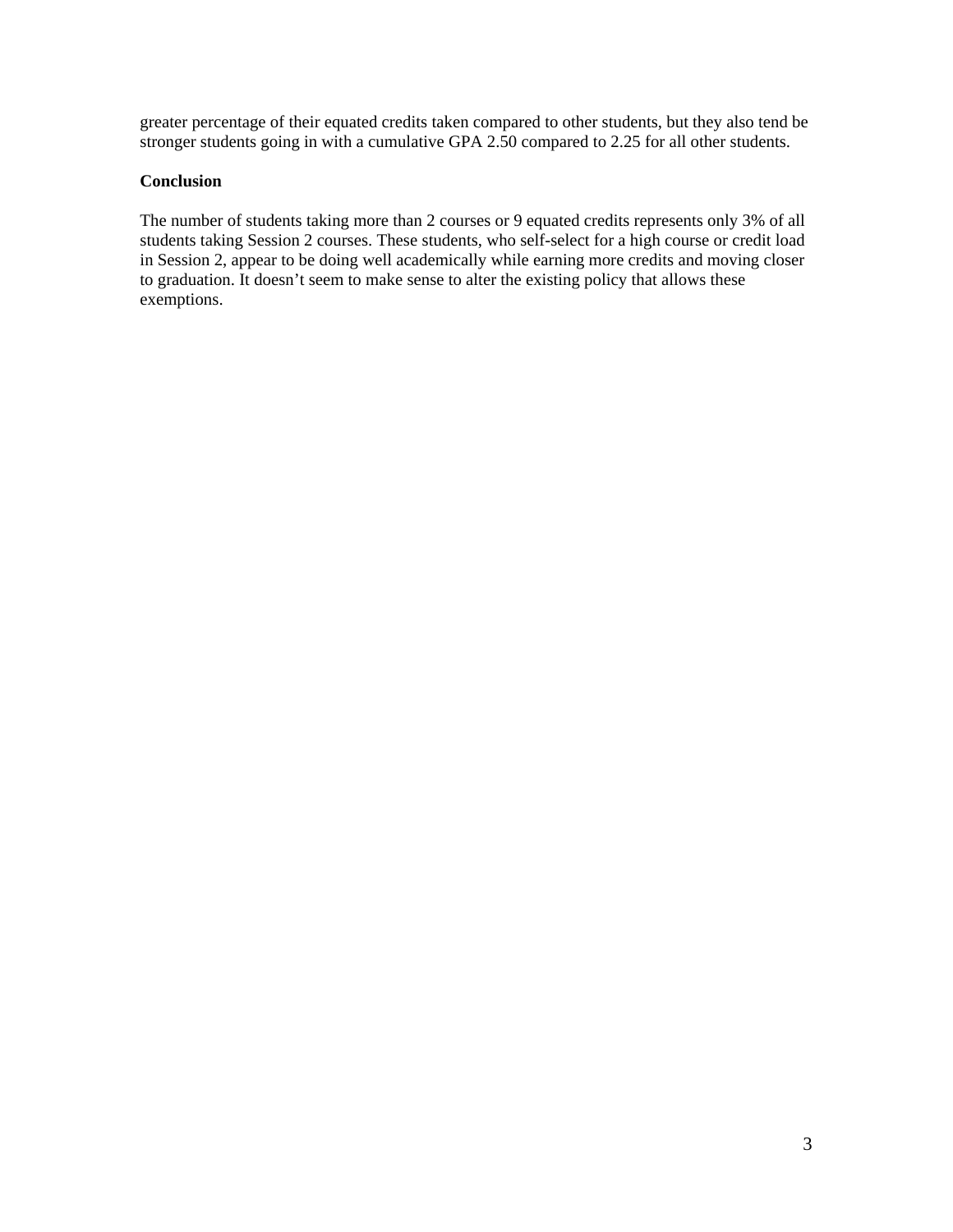greater percentage of their equated credits taken compared to other students, but they also tend be stronger students going in with a cumulative GPA 2.50 compared to 2.25 for all other students.

**Conclusion**

The number of students taking more than 2 courses or 9 equated credits represents only 3% of all students taking Session 2 courses. These students, who self-select for a high course or credit load in Session 2, appear to be doing well academically while earning more credits and moving closer to graduation. It doesn't seem to make sense to alter the existing policy that allows these exemptions.